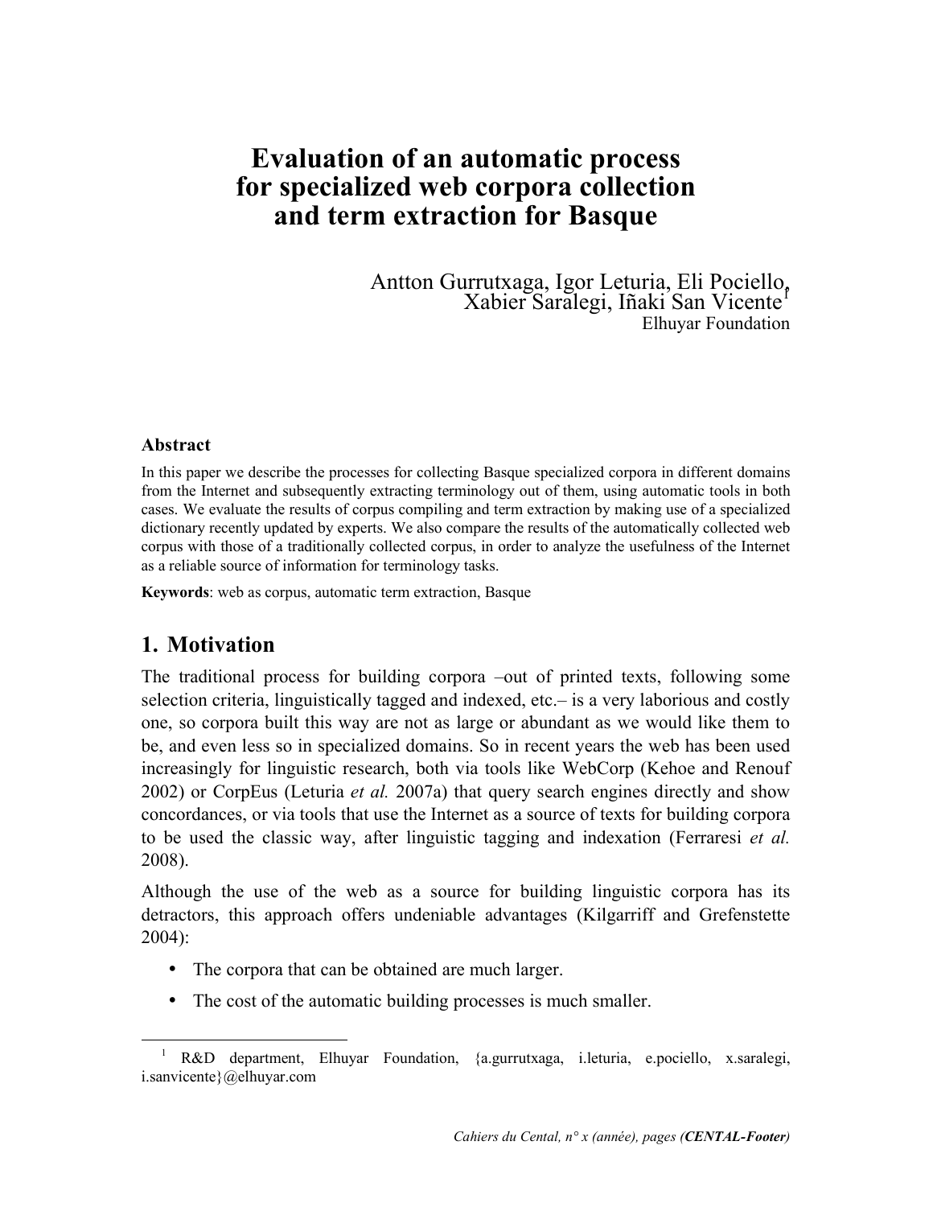# Evaluation of an automatic process for specialized web corpora collection and term extraction for Basque

Antton Gurrutxaga, Igor Leturia, Eli Pociello, Xabier Saralegi, Iñaki San Vicente[1]
Elhuyar Foundation

### Abstract

In this paper we describe the processes for collecting Basque specialized corpora in different domains from the Internet and subsequently extracting terminology out of them, using automatic tools in both cases. We evaluate the results of corpus compiling and term extraction by making use of a specialized dictionary recently updated by experts. We also compare the results of the automatically collected web corpus with those of a traditionally collected corpus, in order to analyze the usefulness of the Internet as a reliable source of information for terminology tasks.

**Keywords**: web as corpus, automatic term extraction, Basque

## 1. Motivation

The traditional process for building corpora –out of printed texts, following some selection criteria, linguistically tagged and indexed, etc.– is a very laborious and costly one, so corpora built this way are not as large or abundant as we would like them to be, and even less so in specialized domains. So in recent years the web has been used increasingly for linguistic research, both via tools like WebCorp (Kehoe and Renouf 2002) or CorpEus (Leturia *et al.* 2007a) that query search engines directly and show concordances, or via tools that use the Internet as a source of texts for building corpora to be used the classic way, after linguistic tagging and indexation (Ferraresi *et al.* 2008).

Although the use of the web as a source for building linguistic corpora has its detractors, this approach offers undeniable advantages (Kilgarriff and Grefenstette 2004):

- The corpora that can be obtained are much larger.
- The cost of the automatic building processes is much smaller.

[1] R&D department, Elhuyar Foundation, {a.gurrutxaga, i.leturia, e.pociello, x.saralegi, i.sanvicente}@elhuyar.com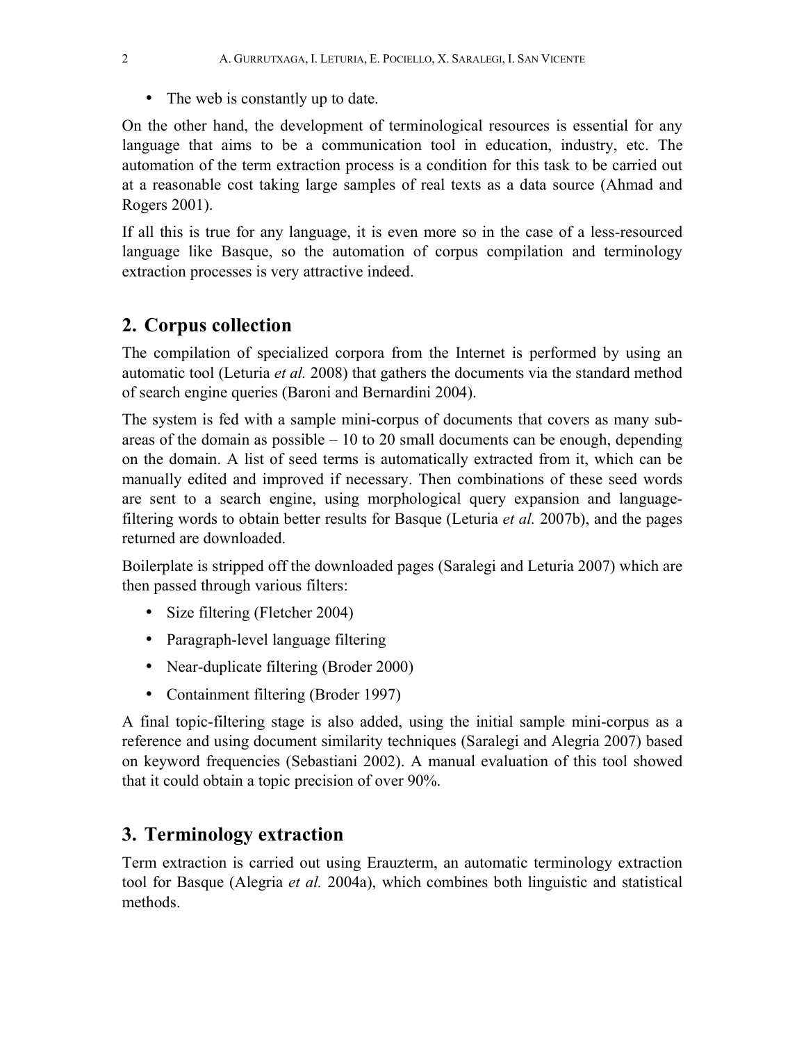- The web is constantly up to date.

On the other hand, the development of terminological resources is essential for any language that aims to be a communication tool in education, industry, etc. The automation of the term extraction process is a condition for this task to be carried out at a reasonable cost taking large samples of real texts as a data source (Ahmad and Rogers 2001).

If all this is true for any language, it is even more so in the case of a less-resourced language like Basque, so the automation of corpus compilation and terminology extraction processes is very attractive indeed.

## 2. Corpus collection

The compilation of specialized corpora from the Internet is performed by using an automatic tool (Leturia *et al.* 2008) that gathers the documents via the standard method of search engine queries (Baroni and Bernardini 2004).

The system is fed with a sample mini-corpus of documents that covers as many sub-areas of the domain as possible – 10 to 20 small documents can be enough, depending on the domain. A list of seed terms is automatically extracted from it, which can be manually edited and improved if necessary. Then combinations of these seed words are sent to a search engine, using morphological query expansion and language-filtering words to obtain better results for Basque (Leturia *et al.* 2007b), and the pages returned are downloaded.

Boilerplate is stripped off the downloaded pages (Saralegi and Leturia 2007) which are then passed through various filters:

- Size filtering (Fletcher 2004)
- Paragraph-level language filtering
- Near-duplicate filtering (Broder 2000)
- Containment filtering (Broder 1997)

A final topic-filtering stage is also added, using the initial sample mini-corpus as a reference and using document similarity techniques (Saralegi and Alegria 2007) based on keyword frequencies (Sebastiani 2002). A manual evaluation of this tool showed that it could obtain a topic precision of over 90%.

## 3. Terminology extraction

Term extraction is carried out using Erauzterm, an automatic terminology extraction tool for Basque (Alegria *et al.* 2004a), which combines both linguistic and statistical methods.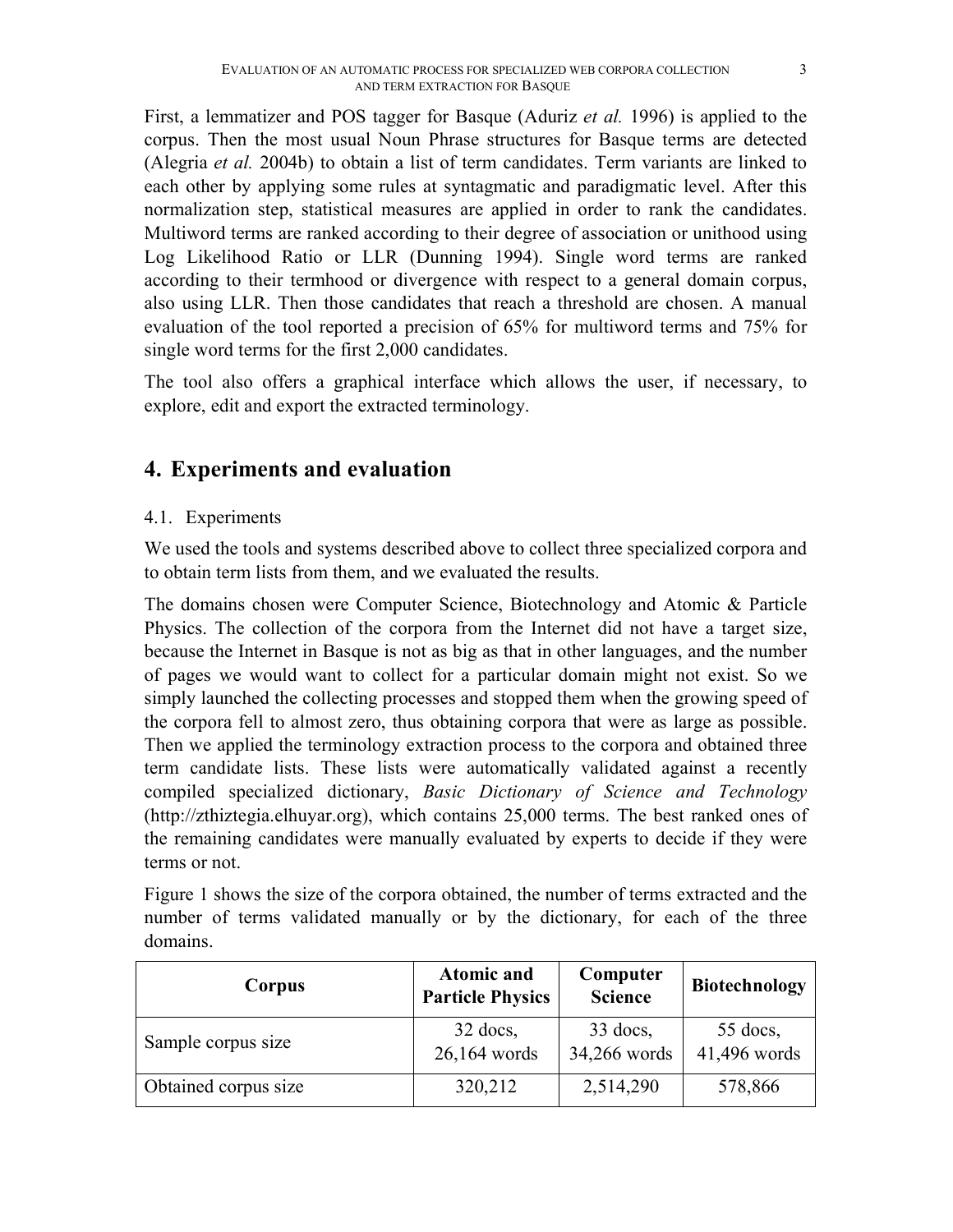First, a lemmatizer and POS tagger for Basque (Aduriz *et al.* 1996) is applied to the corpus. Then the most usual Noun Phrase structures for Basque terms are detected (Alegria *et al.* 2004b) to obtain a list of term candidates. Term variants are linked to each other by applying some rules at syntagmatic and paradigmatic level. After this normalization step, statistical measures are applied in order to rank the candidates. Multiword terms are ranked according to their degree of association or unithood using Log Likelihood Ratio or LLR (Dunning 1994). Single word terms are ranked according to their termhood or divergence with respect to a general domain corpus, also using LLR. Then those candidates that reach a threshold are chosen. A manual evaluation of the tool reported a precision of 65% for multiword terms and 75% for single word terms for the first 2,000 candidates.

The tool also offers a graphical interface which allows the user, if necessary, to explore, edit and export the extracted terminology.

## 4. Experiments and evaluation

### 4.1. Experiments

We used the tools and systems described above to collect three specialized corpora and to obtain term lists from them, and we evaluated the results.

The domains chosen were Computer Science, Biotechnology and Atomic & Particle Physics. The collection of the corpora from the Internet did not have a target size, because the Internet in Basque is not as big as that in other languages, and the number of pages we would want to collect for a particular domain might not exist. So we simply launched the collecting processes and stopped them when the growing speed of the corpora fell to almost zero, thus obtaining corpora that were as large as possible. Then we applied the terminology extraction process to the corpora and obtained three term candidate lists. These lists were automatically validated against a recently compiled specialized dictionary, *Basic Dictionary of Science and Technology* (http://zthiztegia.elhuyar.org), which contains 25,000 terms. The best ranked ones of the remaining candidates were manually evaluated by experts to decide if they were terms or not.

Figure 1 shows the size of the corpora obtained, the number of terms extracted and the number of terms validated manually or by the dictionary, for each of the three domains.

| Corpus | Atomic and Particle Physics | Computer Science | Biotechnology |
|---|---|---|---|
| Sample corpus size | 32 docs, 26,164 words | 33 docs, 34,266 words | 55 docs, 41,496 words |
| Obtained corpus size | 320,212 | 2,514,290 | 578,866 |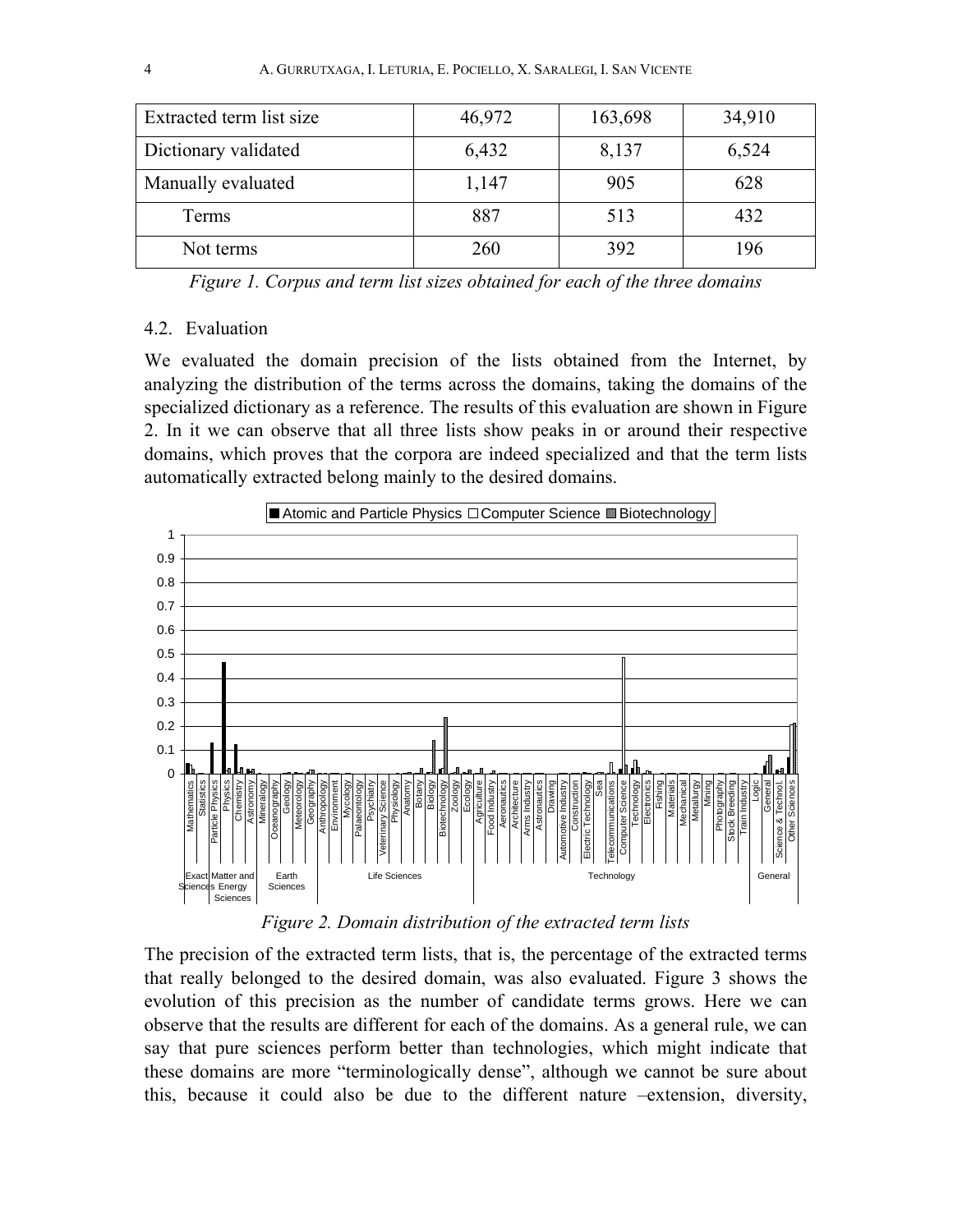| Extracted term list size | 46,972 | 163,698 | 34,910 |
|---|---|---|---|
| Dictionary validated | 6,432 | 8,137 | 6,524 |
| Manually evaluated | 1,147 | 905 | 628 |
| Terms | 887 | 513 | 432 |
| Not terms | 260 | 392 | 196 |

*Figure 1. Corpus and term list sizes obtained for each of the three domains*

### 4.2. Evaluation

We evaluated the domain precision of the lists obtained from the Internet, by analyzing the distribution of the terms across the domains, taking the domains of the specialized dictionary as a reference. The results of this evaluation are shown in Figure 2. In it we can observe that all three lists show peaks in or around their respective domains, which proves that the corpora are indeed specialized and that the term lists automatically extracted belong mainly to the desired domains.

*Figure 2. Domain distribution of the extracted term lists*

The precision of the extracted term lists, that is, the percentage of the extracted terms that really belonged to the desired domain, was also evaluated. Figure 3 shows the evolution of this precision as the number of candidate terms grows. Here we can observe that the results are different for each of the domains. As a general rule, we can say that pure sciences perform better than technologies, which might indicate that these domains are more "terminologically dense", although we cannot be sure about this, because it could also be due to the different nature –extension, diversity,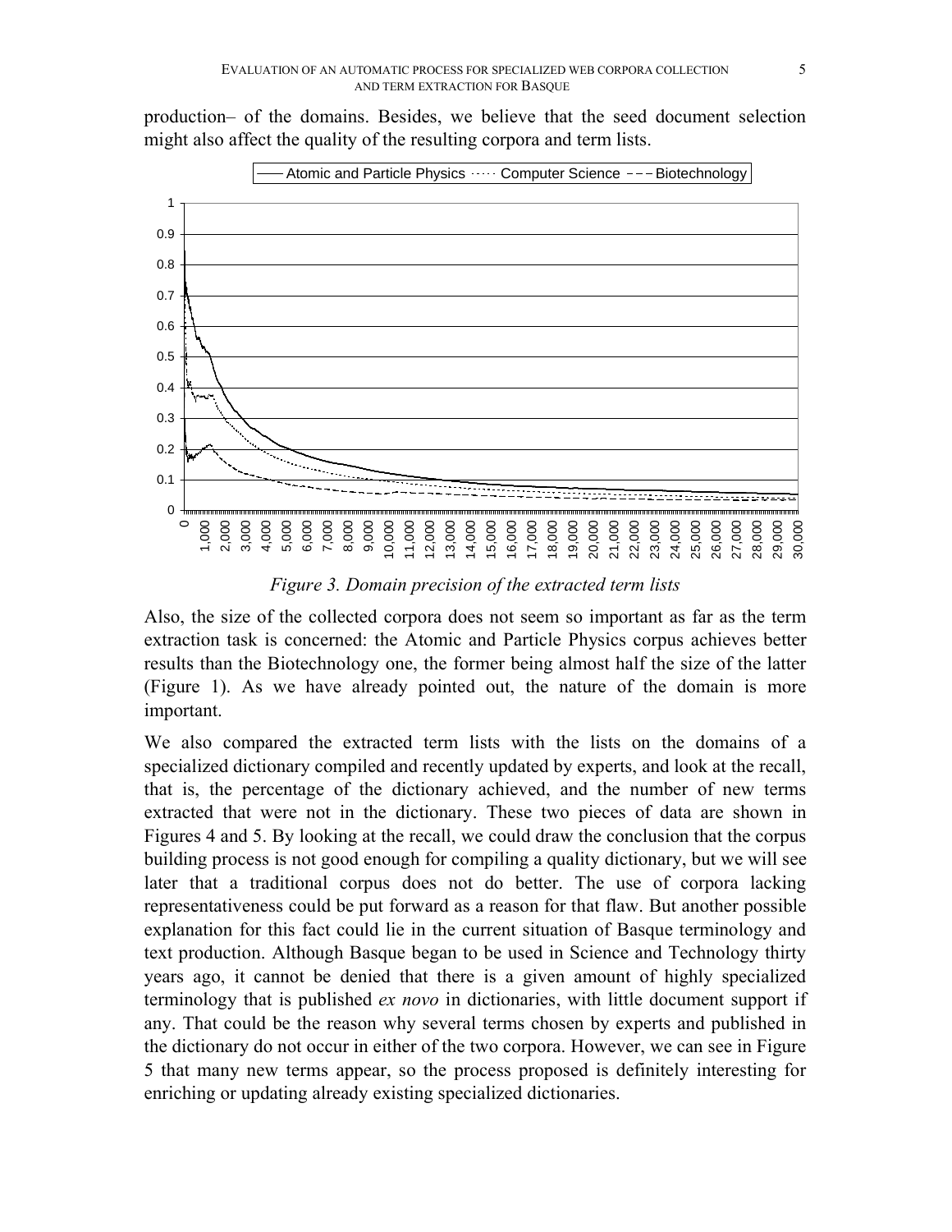production– of the domains. Besides, we believe that the seed document selection might also affect the quality of the resulting corpora and term lists.

*Figure 3. Domain precision of the extracted term lists*

Also, the size of the collected corpora does not seem so important as far as the term extraction task is concerned: the Atomic and Particle Physics corpus achieves better results than the Biotechnology one, the former being almost half the size of the latter (Figure 1). As we have already pointed out, the nature of the domain is more important.

We also compared the extracted term lists with the lists on the domains of a specialized dictionary compiled and recently updated by experts, and look at the recall, that is, the percentage of the dictionary achieved, and the number of new terms extracted that were not in the dictionary. These two pieces of data are shown in Figures 4 and 5. By looking at the recall, we could draw the conclusion that the corpus building process is not good enough for compiling a quality dictionary, but we will see later that a traditional corpus does not do better. The use of corpora lacking representativeness could be put forward as a reason for that flaw. But another possible explanation for this fact could lie in the current situation of Basque terminology and text production. Although Basque began to be used in Science and Technology thirty years ago, it cannot be denied that there is a given amount of highly specialized terminology that is published *ex novo* in dictionaries, with little document support if any. That could be the reason why several terms chosen by experts and published in the dictionary do not occur in either of the two corpora. However, we can see in Figure 5 that many new terms appear, so the process proposed is definitely interesting for enriching or updating already existing specialized dictionaries.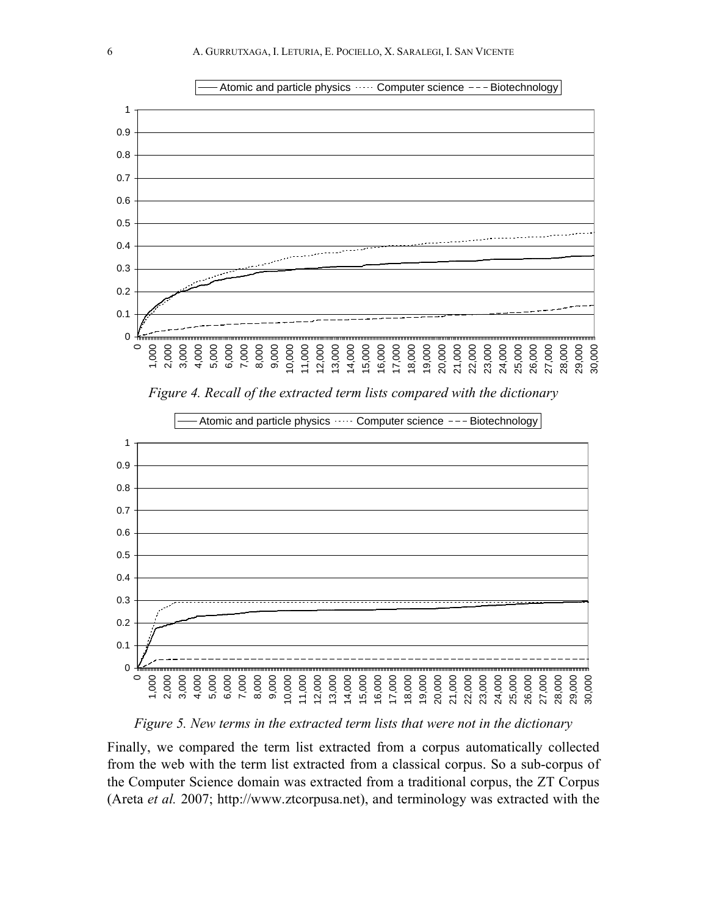*Figure 4. Recall of the extracted term lists compared with the dictionary*

*Figure 5. New terms in the extracted term lists that were not in the dictionary*

Finally, we compared the term list extracted from a corpus automatically collected from the web with the term list extracted from a classical corpus. So a sub-corpus of the Computer Science domain was extracted from a traditional corpus, the ZT Corpus (Areta *et al.* 2007; http://www.ztcorpusa.net), and terminology was extracted with the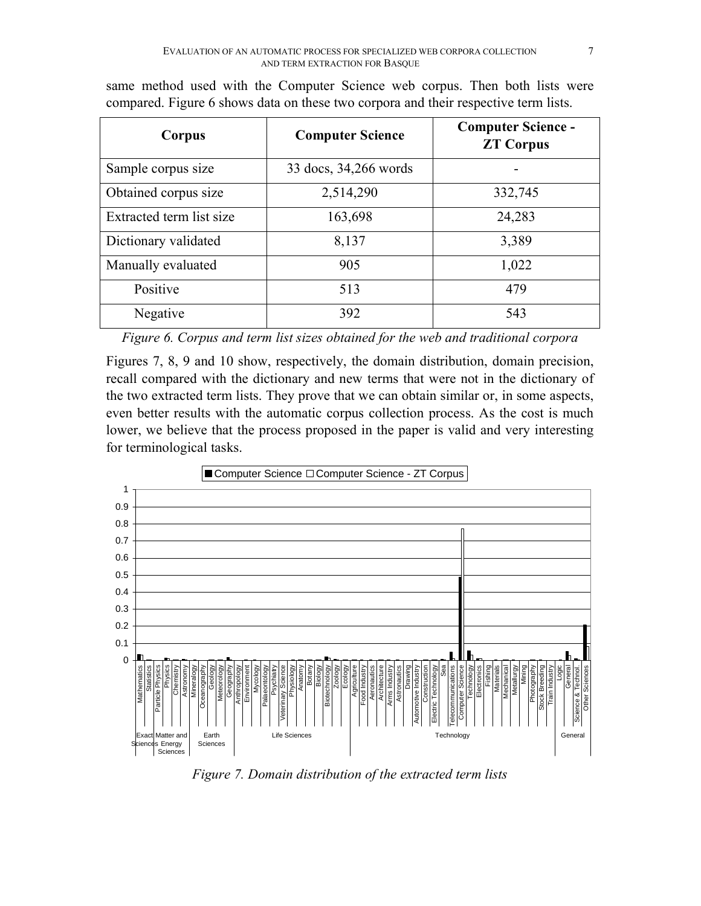same method used with the Computer Science web corpus. Then both lists were compared. Figure 6 shows data on these two corpora and their respective term lists.

| Corpus | Computer Science | Computer Science - ZT Corpus |
|---|---|---|
| Sample corpus size | 33 docs, 34,266 words | - |
| Obtained corpus size | 2,514,290 | 332,745 |
| Extracted term list size | 163,698 | 24,283 |
| Dictionary validated | 8,137 | 3,389 |
| Manually evaluated | 905 | 1,022 |
| Positive | 513 | 479 |
| Negative | 392 | 543 |

*Figure 6. Corpus and term list sizes obtained for the web and traditional corpora*

Figures 7, 8, 9 and 10 show, respectively, the domain distribution, domain precision, recall compared with the dictionary and new terms that were not in the dictionary of the two extracted term lists. They prove that we can obtain similar or, in some aspects, even better results with the automatic corpus collection process. As the cost is much lower, we believe that the process proposed in the paper is valid and very interesting for terminological tasks.

*Figure 7. Domain distribution of the extracted term lists*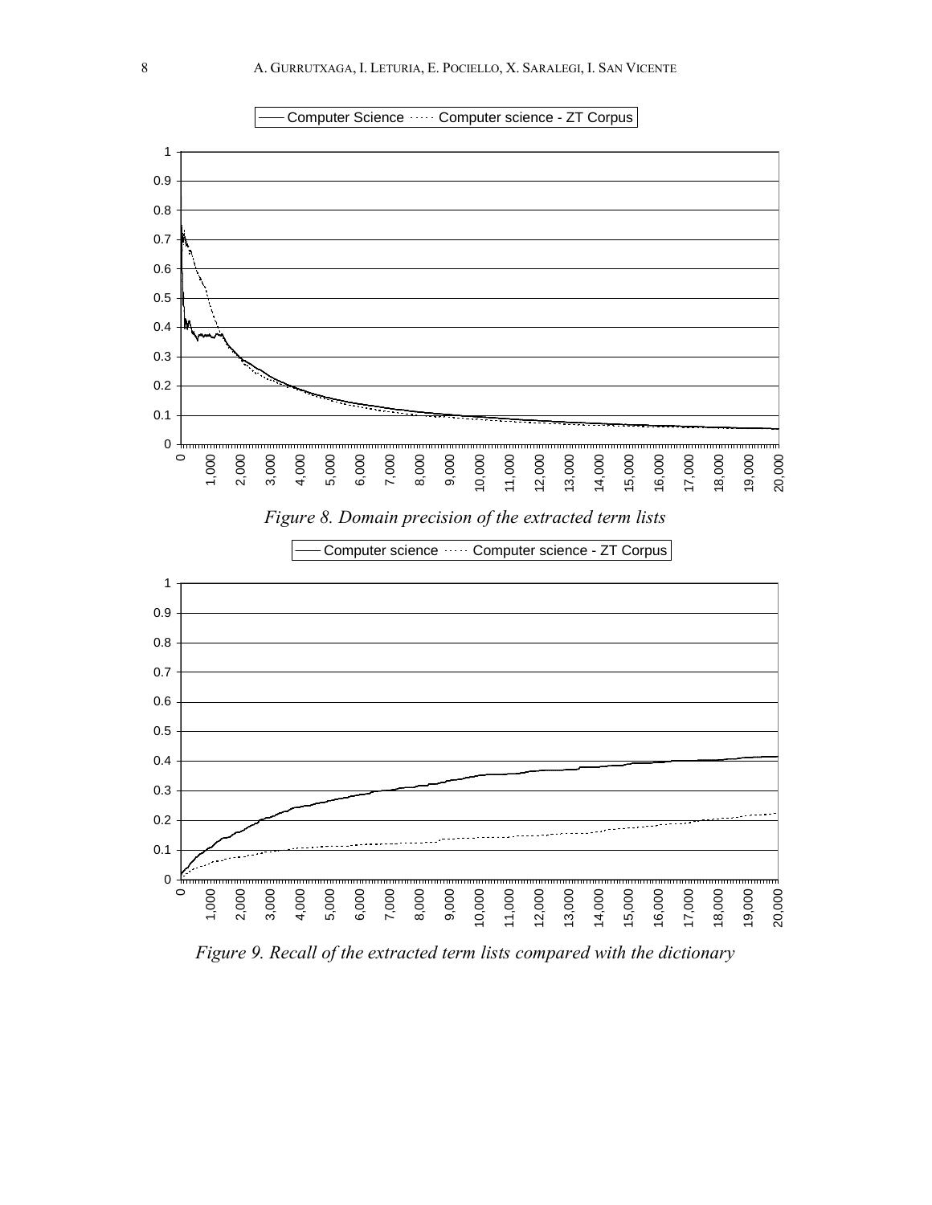Figure 8. Domain precision of the extracted term lists

Figure 9. Recall of the extracted term lists compared with the dictionary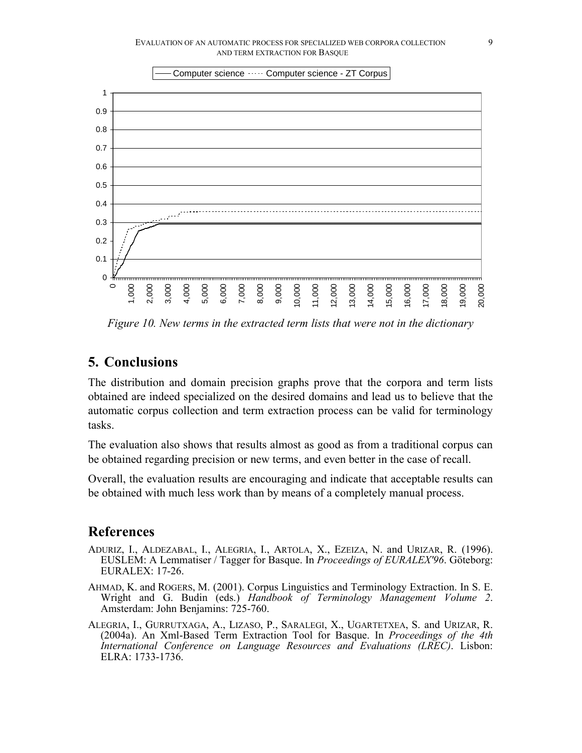*Figure 10. New terms in the extracted term lists that were not in the dictionary*

## 5. Conclusions

The distribution and domain precision graphs prove that the corpora and term lists obtained are indeed specialized on the desired domains and lead us to believe that the automatic corpus collection and term extraction process can be valid for terminology tasks.

The evaluation also shows that results almost as good as from a traditional corpus can be obtained regarding precision or new terms, and even better in the case of recall.

Overall, the evaluation results are encouraging and indicate that acceptable results can be obtained with much less work than by means of a completely manual process.

## References

ADURIZ, I., ALDEZABAL, I., ALEGRIA, I., ARTOLA, X., EZEIZA, N. and URIZAR, R. (1996). EUSLEM: A Lemmatiser / Tagger for Basque. In *Proceedings of EURALEX'96*. Göteborg: EURALEX: 17-26.

AHMAD, K. and ROGERS, M. (2001). Corpus Linguistics and Terminology Extraction. In S. E. Wright and G. Budin (eds.) *Handbook of Terminology Management Volume 2*. Amsterdam: John Benjamins: 725-760.

ALEGRIA, I., GURRUTXAGA, A., LIZASO, P., SARALEGI, X., UGARTETXEA, S. and URIZAR, R. (2004a). An Xml-Based Term Extraction Tool for Basque. In *Proceedings of the 4th International Conference on Language Resources and Evaluations (LREC)*. Lisbon: ELRA: 1733-1736.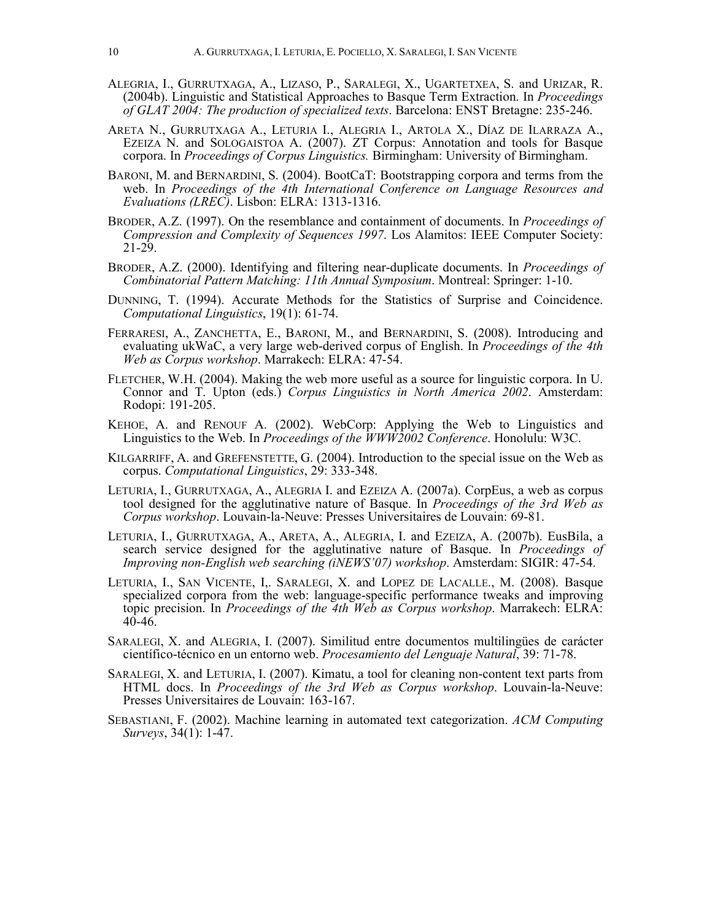ALEGRIA, I., GURRUTXAGA, A., LIZASO, P., SARALEGI, X., UGARTETXEA, S. and URIZAR, R. (2004b). Linguistic and Statistical Approaches to Basque Term Extraction. In *Proceedings of GLAT 2004: The production of specialized texts*. Barcelona: ENST Bretagne: 235-246.

ARETA N., GURRUTXAGA A., LETURIA I., ALEGRIA I., ARTOLA X., DÍAZ DE ILARRAZA A., EZEIZA N. and SOLOGAISTOA A. (2007). ZT Corpus: Annotation and tools for Basque corpora. In *Proceedings of Corpus Linguistics.* Birmingham: University of Birmingham.

BARONI, M. and BERNARDINI, S. (2004). BootCaT: Bootstrapping corpora and terms from the web. In *Proceedings of the 4th International Conference on Language Resources and Evaluations (LREC)*. Lisbon: ELRA: 1313-1316.

BRODER, A.Z. (1997). On the resemblance and containment of documents. In *Proceedings of Compression and Complexity of Sequences 1997*. Los Alamitos: IEEE Computer Society: 21-29.

BRODER, A.Z. (2000). Identifying and filtering near-duplicate documents. In *Proceedings of Combinatorial Pattern Matching: 11th Annual Symposium*. Montreal: Springer: 1-10.

DUNNING, T. (1994). Accurate Methods for the Statistics of Surprise and Coincidence. *Computational Linguistics*, 19(1): 61-74.

FERRARESI, A., ZANCHETTA, E., BARONI, M., and BERNARDINI, S. (2008). Introducing and evaluating ukWaC, a very large web-derived corpus of English. In *Proceedings of the 4th Web as Corpus workshop*. Marrakech: ELRA: 47-54.

FLETCHER, W.H. (2004). Making the web more useful as a source for linguistic corpora. In U. Connor and T. Upton (eds.) *Corpus Linguistics in North America 2002*. Amsterdam: Rodopi: 191-205.

KEHOE, A. and RENOUF A. (2002). WebCorp: Applying the Web to Linguistics and Linguistics to the Web. In *Proceedings of the WWW2002 Conference*. Honolulu: W3C.

KILGARRIFF, A. and GREFENSTETTE, G. (2004). Introduction to the special issue on the Web as corpus. *Computational Linguistics*, 29: 333-348.

LETURIA, I., GURRUTXAGA, A., ALEGRIA I. and EZEIZA A. (2007a). CorpEus, a web as corpus tool designed for the agglutinative nature of Basque. In *Proceedings of the 3rd Web as Corpus workshop*. Louvain-la-Neuve: Presses Universitaires de Louvain: 69-81.

LETURIA, I., GURRUTXAGA, A., ARETA, A., ALEGRIA, I. and EZEIZA, A. (2007b). EusBila, a search service designed for the agglutinative nature of Basque. In *Proceedings of Improving non-English web searching (iNEWS'07) workshop*. Amsterdam: SIGIR: 47-54.

LETURIA, I., SAN VICENTE, I,. SARALEGI, X. and LOPEZ DE LACALLE., M. (2008). Basque specialized corpora from the web: language-specific performance tweaks and improving topic precision. In *Proceedings of the 4th Web as Corpus workshop*. Marrakech: ELRA: 40-46.

SARALEGI, X. and ALEGRIA, I. (2007). Similitud entre documentos multilingües de carácter científico-técnico en un entorno web. *Procesamiento del Lenguaje Natural*, 39: 71-78.

SARALEGI, X. and LETURIA, I. (2007). Kimatu, a tool for cleaning non-content text parts from HTML docs. In *Proceedings of the 3rd Web as Corpus workshop*. Louvain-la-Neuve: Presses Universitaires de Louvain: 163-167.

SEBASTIANI, F. (2002). Machine learning in automated text categorization. *ACM Computing Surveys*, 34(1): 1-47.